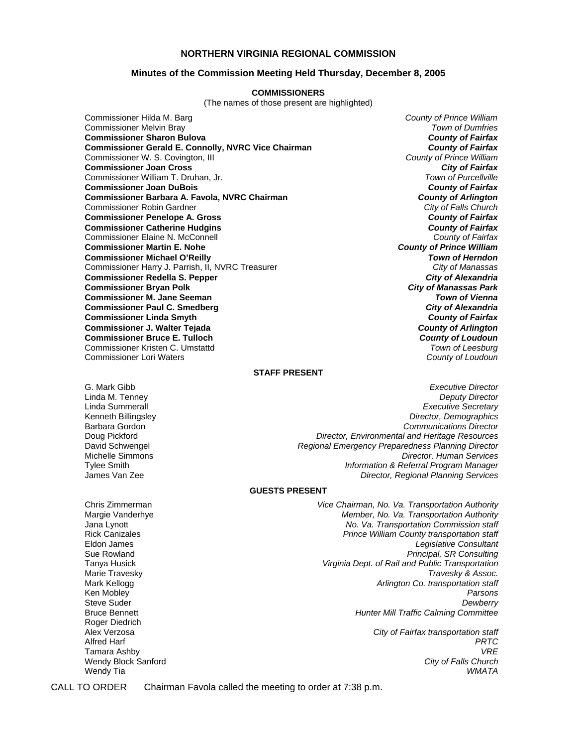# NORTHERN VIRGINIA REGIONAL COMMISSION

## Minutes of the Commission Meeting Held Thursday, December 8, 2005

### COMMISSIONERS

(The names of those present are highlighted)

| Commissioner | Jurisdiction |
|---|---|
| Commissioner Hilda M. Barg | *County of Prince William* |
| Commissioner Melvin Bray | *Town of Dumfries* |
| **Commissioner Sharon Bulova** | ***County of Fairfax*** |
| **Commissioner Gerald E. Connolly, NVRC Vice Chairman** | ***County of Fairfax*** |
| Commissioner W. S. Covington, III | *County of Prince William* |
| **Commissioner Joan Cross** | ***City of Fairfax*** |
| Commissioner William T. Druhan, Jr. | *Town of Purcellville* |
| **Commissioner Joan DuBois** | ***County of Fairfax*** |
| **Commissioner Barbara A. Favola, NVRC Chairman** | ***County of Arlington*** |
| Commissioner Robin Gardner | *City of Falls Church* |
| **Commissioner Penelope A. Gross** | ***County of Fairfax*** |
| **Commissioner Catherine Hudgins** | ***County of Fairfax*** |
| Commissioner Elaine N. McConnell | *County of Fairfax* |
| **Commissioner Martin E. Nohe** | ***County of Prince William*** |
| **Commissioner Michael O'Reilly** | ***Town of Herndon*** |
| Commissioner Harry J. Parrish, II, NVRC Treasurer | *City of Manassas* |
| **Commissioner Redella S. Pepper** | ***City of Alexandria*** |
| **Commissioner Bryan Polk** | ***City of Manassas Park*** |
| **Commissioner M. Jane Seeman** | ***Town of Vienna*** |
| **Commissioner Paul C. Smedberg** | ***City of Alexandria*** |
| **Commissioner Linda Smyth** | ***County of Fairfax*** |
| **Commissioner J. Walter Tejada** | ***County of Arlington*** |
| **Commissioner Bruce E. Tulloch** | ***County of Loudoun*** |
| Commissioner Kristen C. Umstattd | *Town of Leesburg* |
| Commissioner Lori Waters | *County of Loudoun* |

### STAFF PRESENT

| Name | Title |
|---|---|
| G. Mark Gibb | *Executive Director* |
| Linda M. Tenney | *Deputy Director* |
| Linda Summerall | *Executive Secretary* |
| Kenneth Billingsley | *Director, Demographics* |
| Barbara Gordon | *Communications Director* |
| Doug Pickford | *Director, Environmental and Heritage Resources* |
| David Schwengel | *Regional Emergency Preparedness Planning Director* |
| Michelle Simmons | *Director, Human Services* |
| Tylee Smith | *Information & Referral Program Manager* |
| James Van Zee | *Director, Regional Planning Services* |

### GUESTS PRESENT

| Name | Affiliation |
|---|---|
| Chris Zimmerman | *Vice Chairman, No. Va. Transportation Authority* |
| Margie Vanderhye | *Member, No. Va. Transportation Authority* |
| Jana Lynott | *No. Va. Transportation Commission staff* |
| Rick Canizales | *Prince William County transportation staff* |
| Eldon James | *Legislative Consultant* |
| Sue Rowland | *Principal, SR Consulting* |
| Tanya Husick | *Virginia Dept. of Rail and Public Transportation* |
| Marie Travesky | *Travesky & Assoc.* |
| Mark Kellogg | *Arlington Co. transportation staff* |
| Ken Mobley | *Parsons* |
| Steve Suder | *Dewberry* |
| Bruce Bennett | *Hunter Mill Traffic Calming Committee* |
| Roger Diedrich | |
| Alex Verzosa | *City of Fairfax transportation staff* |
| Alfred Harf | *PRTC* |
| Tamara Ashby | *VRE* |
| Wendy Block Sanford | *City of Falls Church* |
| Wendy Tia | *WMATA* |

CALL TO ORDER Chairman Favola called the meeting to order at 7:38 p.m.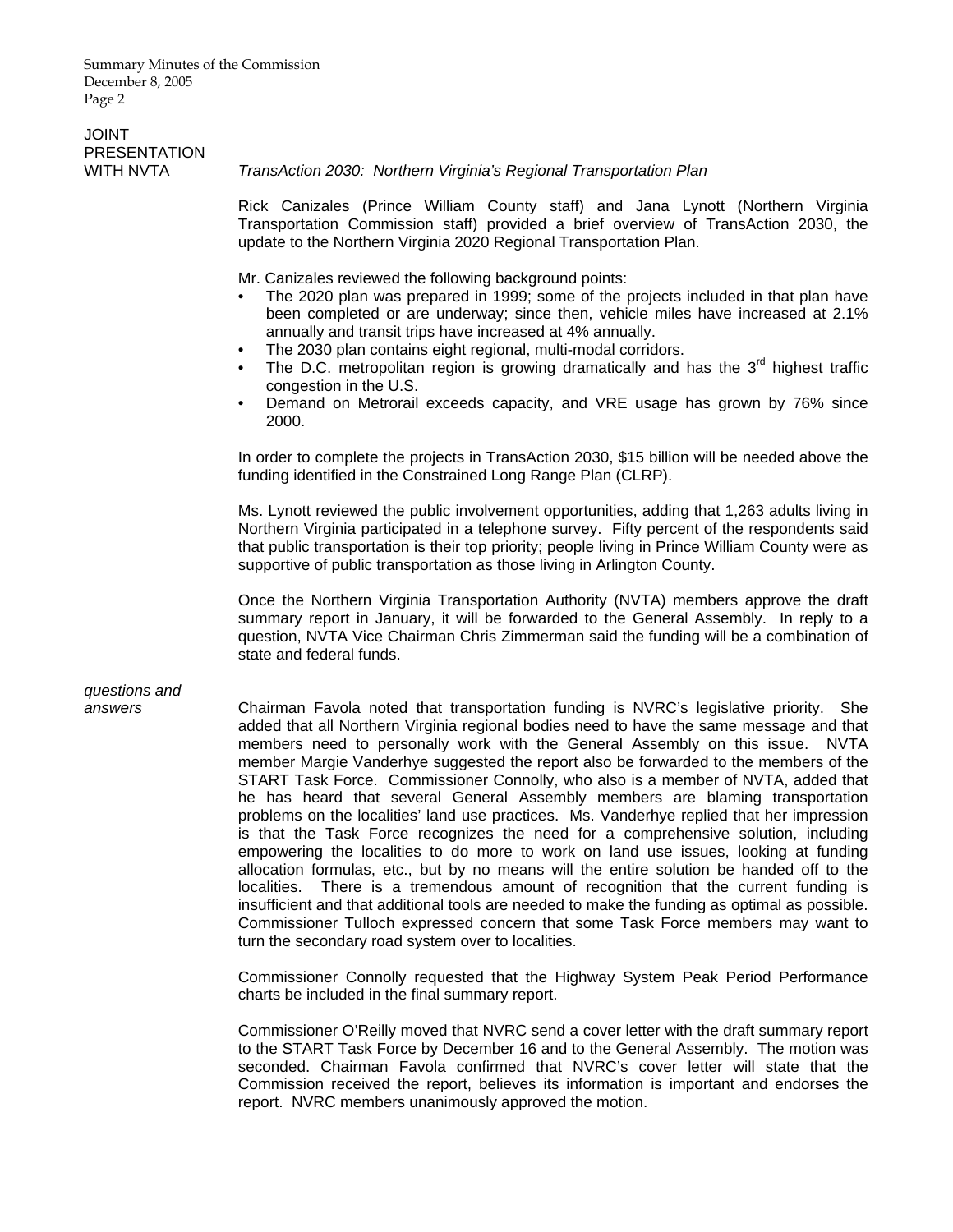## JOINT PRESENTATION WITH NVTA

*TransAction 2030: Northern Virginia's Regional Transportation Plan*

Rick Canizales (Prince William County staff) and Jana Lynott (Northern Virginia Transportation Commission staff) provided a brief overview of TransAction 2030, the update to the Northern Virginia 2020 Regional Transportation Plan.

Mr. Canizales reviewed the following background points:

- The 2020 plan was prepared in 1999; some of the projects included in that plan have been completed or are underway; since then, vehicle miles have increased at 2.1% annually and transit trips have increased at 4% annually.
- The 2030 plan contains eight regional, multi-modal corridors.
- The D.C. metropolitan region is growing dramatically and has the 3rd highest traffic congestion in the U.S.
- Demand on Metrorail exceeds capacity, and VRE usage has grown by 76% since 2000.

In order to complete the projects in TransAction 2030, \$15 billion will be needed above the funding identified in the Constrained Long Range Plan (CLRP).

Ms. Lynott reviewed the public involvement opportunities, adding that 1,263 adults living in Northern Virginia participated in a telephone survey. Fifty percent of the respondents said that public transportation is their top priority; people living in Prince William County were as supportive of public transportation as those living in Arlington County.

Once the Northern Virginia Transportation Authority (NVTA) members approve the draft summary report in January, it will be forwarded to the General Assembly. In reply to a question, NVTA Vice Chairman Chris Zimmerman said the funding will be a combination of state and federal funds.

*questions and answers*

Chairman Favola noted that transportation funding is NVRC's legislative priority. She added that all Northern Virginia regional bodies need to have the same message and that members need to personally work with the General Assembly on this issue. NVTA member Margie Vanderhye suggested the report also be forwarded to the members of the START Task Force. Commissioner Connolly, who also is a member of NVTA, added that he has heard that several General Assembly members are blaming transportation problems on the localities' land use practices. Ms. Vanderhye replied that her impression is that the Task Force recognizes the need for a comprehensive solution, including empowering the localities to do more to work on land use issues, looking at funding allocation formulas, etc., but by no means will the entire solution be handed off to the localities. There is a tremendous amount of recognition that the current funding is insufficient and that additional tools are needed to make the funding as optimal as possible. Commissioner Tulloch expressed concern that some Task Force members may want to turn the secondary road system over to localities.

Commissioner Connolly requested that the Highway System Peak Period Performance charts be included in the final summary report.

Commissioner O'Reilly moved that NVRC send a cover letter with the draft summary report to the START Task Force by December 16 and to the General Assembly. The motion was seconded. Chairman Favola confirmed that NVRC's cover letter will state that the Commission received the report, believes its information is important and endorses the report. NVRC members unanimously approved the motion.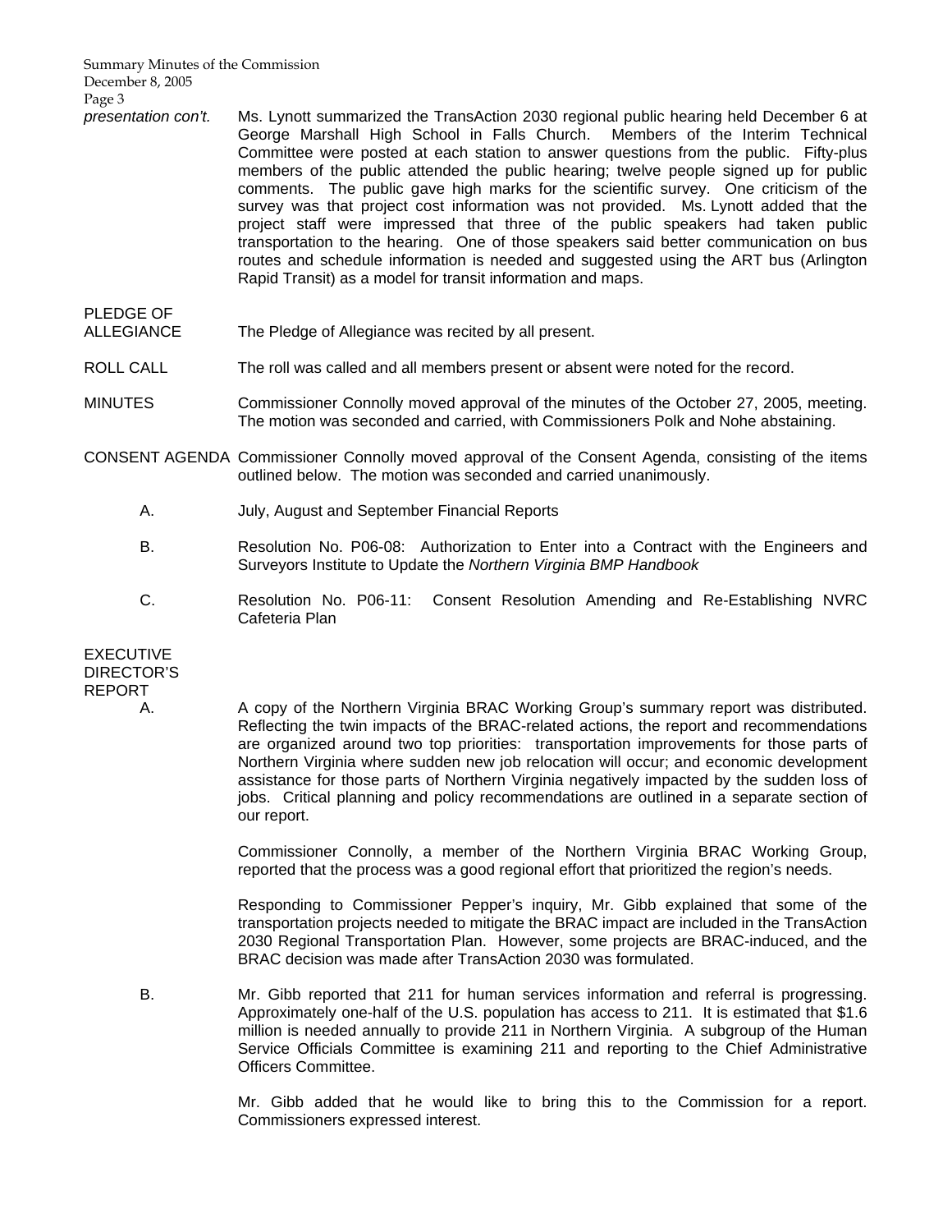*presentation con't.* Ms. Lynott summarized the TransAction 2030 regional public hearing held December 6 at George Marshall High School in Falls Church. Members of the Interim Technical Committee were posted at each station to answer questions from the public. Fifty-plus members of the public attended the public hearing; twelve people signed up for public comments. The public gave high marks for the scientific survey. One criticism of the survey was that project cost information was not provided. Ms. Lynott added that the project staff were impressed that three of the public speakers had taken public transportation to the hearing. One of those speakers said better communication on bus routes and schedule information is needed and suggested using the ART bus (Arlington Rapid Transit) as a model for transit information and maps.

PLEDGE OF ALLEGIANCE The Pledge of Allegiance was recited by all present.

ROLL CALL The roll was called and all members present or absent were noted for the record.

MINUTES Commissioner Connolly moved approval of the minutes of the October 27, 2005, meeting. The motion was seconded and carried, with Commissioners Polk and Nohe abstaining.

CONSENT AGENDA Commissioner Connolly moved approval of the Consent Agenda, consisting of the items outlined below. The motion was seconded and carried unanimously.

A. July, August and September Financial Reports

B. Resolution No. P06-08: Authorization to Enter into a Contract with the Engineers and Surveyors Institute to Update the *Northern Virginia BMP Handbook*

C. Resolution No. P06-11: Consent Resolution Amending and Re-Establishing NVRC Cafeteria Plan

EXECUTIVE DIRECTOR'S REPORT

A. A copy of the Northern Virginia BRAC Working Group's summary report was distributed. Reflecting the twin impacts of the BRAC-related actions, the report and recommendations are organized around two top priorities: transportation improvements for those parts of Northern Virginia where sudden new job relocation will occur; and economic development assistance for those parts of Northern Virginia negatively impacted by the sudden loss of jobs. Critical planning and policy recommendations are outlined in a separate section of our report.

Commissioner Connolly, a member of the Northern Virginia BRAC Working Group, reported that the process was a good regional effort that prioritized the region's needs.

Responding to Commissioner Pepper's inquiry, Mr. Gibb explained that some of the transportation projects needed to mitigate the BRAC impact are included in the TransAction 2030 Regional Transportation Plan. However, some projects are BRAC-induced, and the BRAC decision was made after TransAction 2030 was formulated.

B. Mr. Gibb reported that 211 for human services information and referral is progressing. Approximately one-half of the U.S. population has access to 211. It is estimated that \$1.6 million is needed annually to provide 211 in Northern Virginia. A subgroup of the Human Service Officials Committee is examining 211 and reporting to the Chief Administrative Officers Committee.

Mr. Gibb added that he would like to bring this to the Commission for a report. Commissioners expressed interest.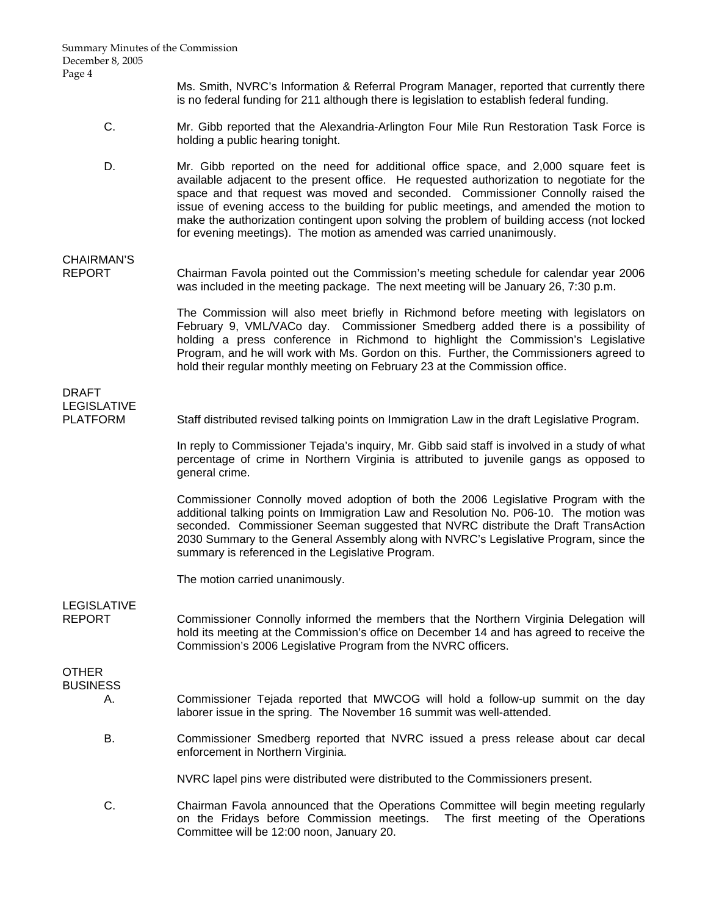Ms. Smith, NVRC's Information & Referral Program Manager, reported that currently there is no federal funding for 211 although there is legislation to establish federal funding.

C. Mr. Gibb reported that the Alexandria-Arlington Four Mile Run Restoration Task Force is holding a public hearing tonight.

D. Mr. Gibb reported on the need for additional office space, and 2,000 square feet is available adjacent to the present office. He requested authorization to negotiate for the space and that request was moved and seconded. Commissioner Connolly raised the issue of evening access to the building for public meetings, and amended the motion to make the authorization contingent upon solving the problem of building access (not locked for evening meetings). The motion as amended was carried unanimously.

**CHAIRMAN'S REPORT**

Chairman Favola pointed out the Commission's meeting schedule for calendar year 2006 was included in the meeting package. The next meeting will be January 26, 7:30 p.m.

The Commission will also meet briefly in Richmond before meeting with legislators on February 9, VML/VACo day. Commissioner Smedberg added there is a possibility of holding a press conference in Richmond to highlight the Commission's Legislative Program, and he will work with Ms. Gordon on this. Further, the Commissioners agreed to hold their regular monthly meeting on February 23 at the Commission office.

**DRAFT LEGISLATIVE PLATFORM**

Staff distributed revised talking points on Immigration Law in the draft Legislative Program.

In reply to Commissioner Tejada's inquiry, Mr. Gibb said staff is involved in a study of what percentage of crime in Northern Virginia is attributed to juvenile gangs as opposed to general crime.

Commissioner Connolly moved adoption of both the 2006 Legislative Program with the additional talking points on Immigration Law and Resolution No. P06-10. The motion was seconded. Commissioner Seeman suggested that NVRC distribute the Draft TransAction 2030 Summary to the General Assembly along with NVRC's Legislative Program, since the summary is referenced in the Legislative Program.

The motion carried unanimously.

**LEGISLATIVE REPORT**

Commissioner Connolly informed the members that the Northern Virginia Delegation will hold its meeting at the Commission's office on December 14 and has agreed to receive the Commission's 2006 Legislative Program from the NVRC officers.

**OTHER BUSINESS**

A. Commissioner Tejada reported that MWCOG will hold a follow-up summit on the day laborer issue in the spring. The November 16 summit was well-attended.

B. Commissioner Smedberg reported that NVRC issued a press release about car decal enforcement in Northern Virginia.

NVRC lapel pins were distributed were distributed to the Commissioners present.

C. Chairman Favola announced that the Operations Committee will begin meeting regularly on the Fridays before Commission meetings. The first meeting of the Operations Committee will be 12:00 noon, January 20.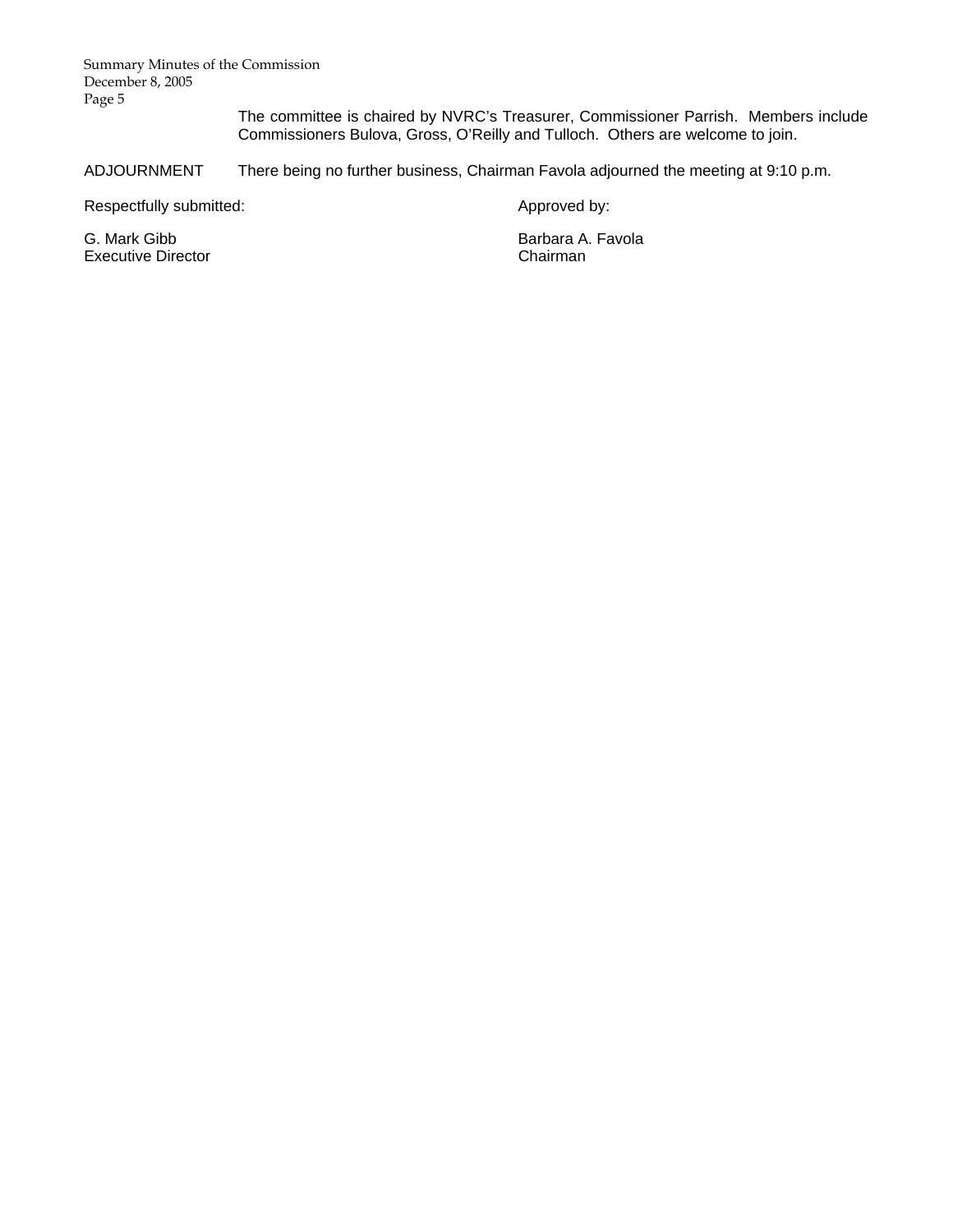The committee is chaired by NVRC's Treasurer, Commissioner Parrish. Members include Commissioners Bulova, Gross, O'Reilly and Tulloch. Others are welcome to join.

ADJOURNMENT There being no further business, Chairman Favola adjourned the meeting at 9:10 p.m.

| | |
|---|---|
| Respectfully submitted: | Approved by: |
| G. Mark Gibb<br>Executive Director | Barbara A. Favola<br>Chairman |